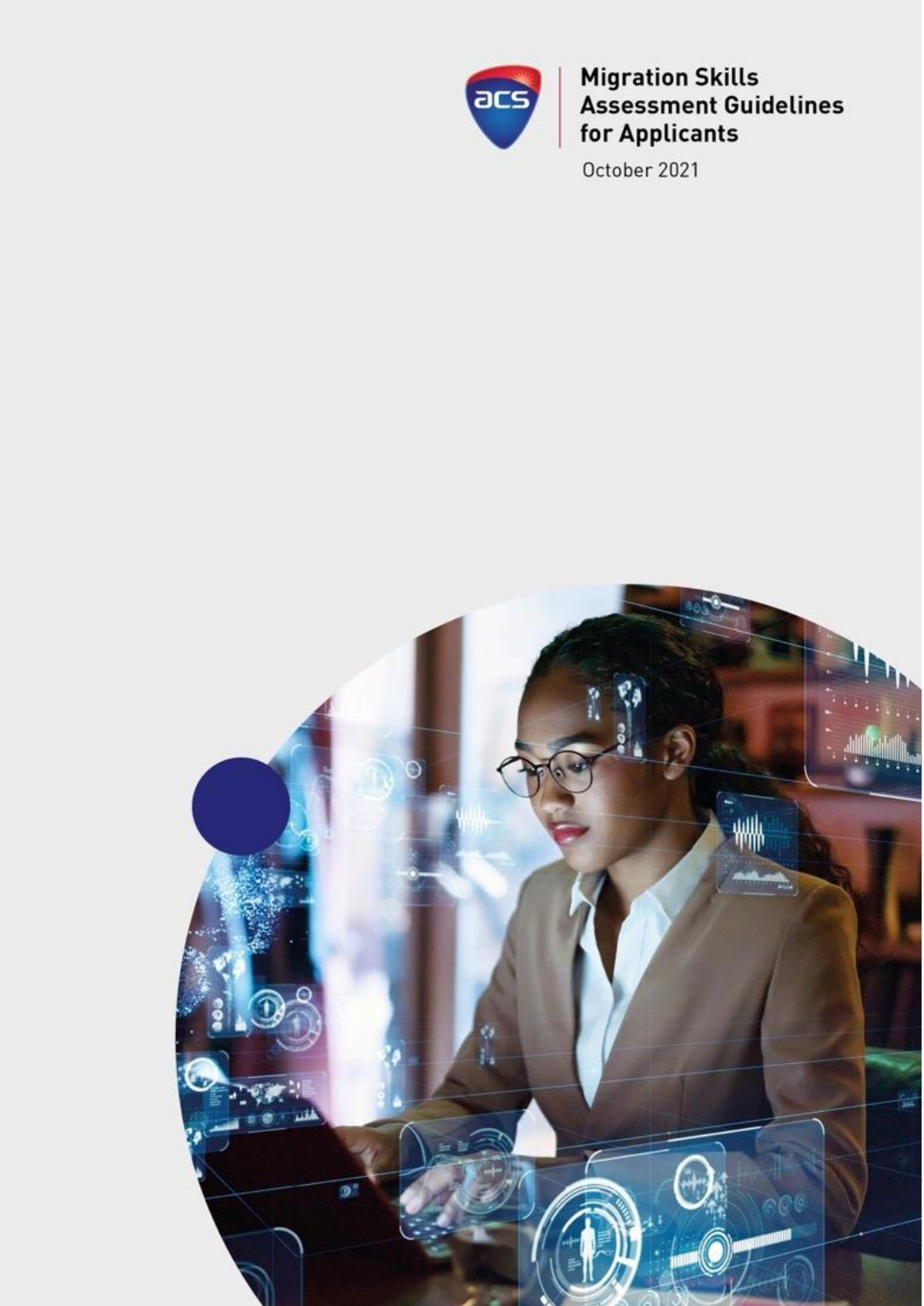# Migration Skills Assessment Guidelines for Applicants

October 2021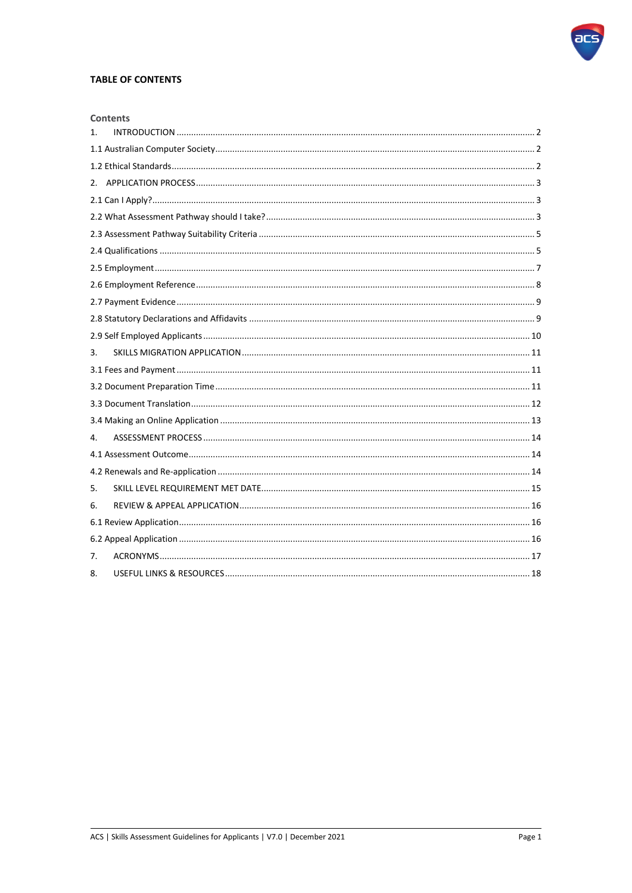**TABLE OF CONTENTS**

**Contents**

1. INTRODUCTION ..... 2
1.1 Australian Computer Society ..... 2
1.2 Ethical Standards ..... 2
2. APPLICATION PROCESS ..... 3
2.1 Can I Apply? ..... 3
2.2 What Assessment Pathway should I take? ..... 3
2.3 Assessment Pathway Suitability Criteria ..... 5
2.4 Qualifications ..... 5
2.5 Employment ..... 7
2.6 Employment Reference ..... 8
2.7 Payment Evidence ..... 9
2.8 Statutory Declarations and Affidavits ..... 9
2.9 Self Employed Applicants ..... 10
3. SKILLS MIGRATION APPLICATION ..... 11
3.1 Fees and Payment ..... 11
3.2 Document Preparation Time ..... 11
3.3 Document Translation ..... 12
3.4 Making an Online Application ..... 13
4. ASSESSMENT PROCESS ..... 14
4.1 Assessment Outcome ..... 14
4.2 Renewals and Re-application ..... 14
5. SKILL LEVEL REQUIREMENT MET DATE ..... 15
6. REVIEW & APPEAL APPLICATION ..... 16
6.1 Review Application ..... 16
6.2 Appeal Application ..... 16
7. ACRONYMS ..... 17
8. USEFUL LINKS & RESOURCES ..... 18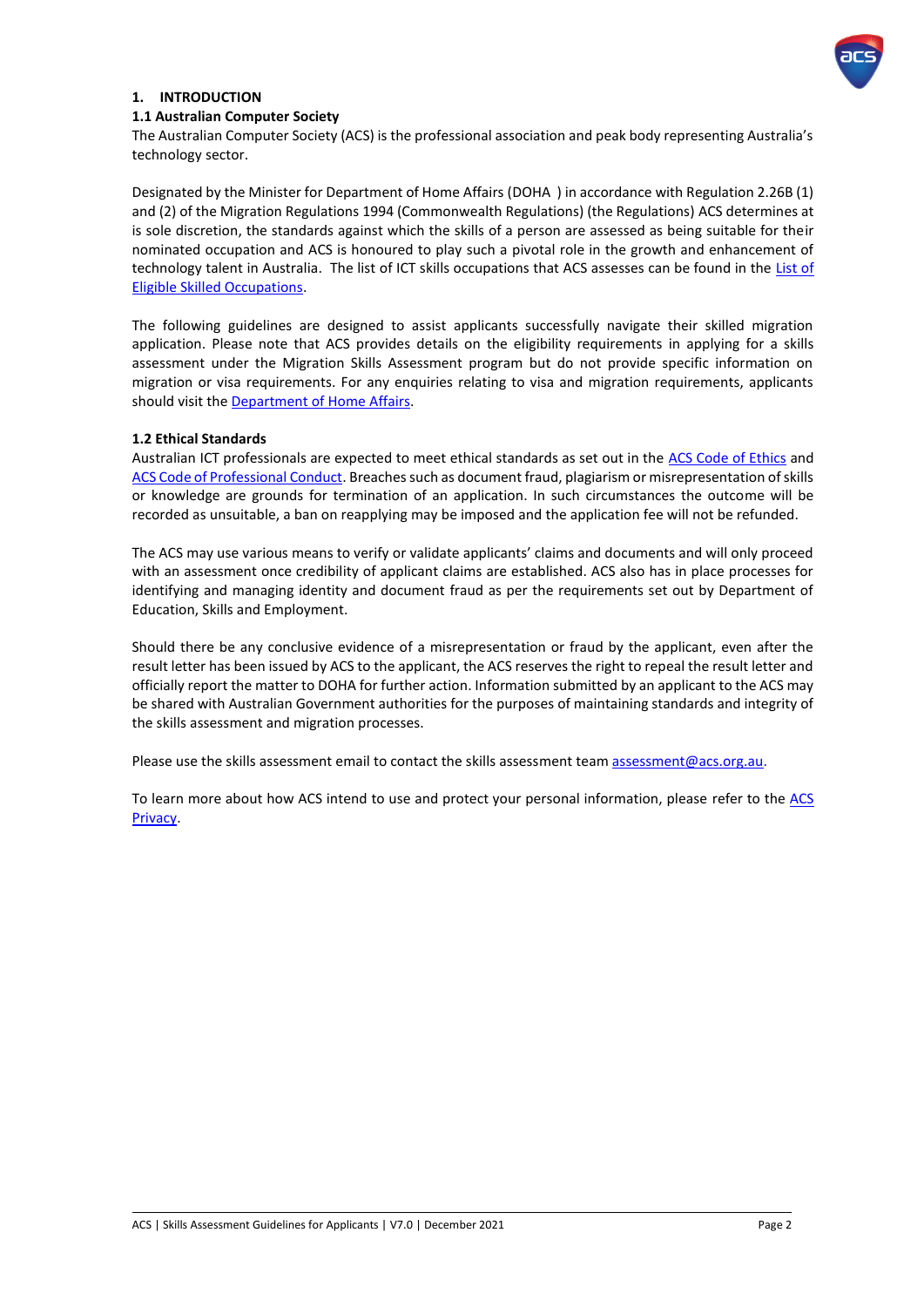# 1. INTRODUCTION

## 1.1 Australian Computer Society

The Australian Computer Society (ACS) is the professional association and peak body representing Australia's technology sector.

Designated by the Minister for Department of Home Affairs (DOHA ) in accordance with Regulation 2.26B (1) and (2) of the Migration Regulations 1994 (Commonwealth Regulations) (the Regulations) ACS determines at is sole discretion, the standards against which the skills of a person are assessed as being suitable for their nominated occupation and ACS is honoured to play such a pivotal role in the growth and enhancement of technology talent in Australia. The list of ICT skills occupations that ACS assesses can be found in the List of Eligible Skilled Occupations.

The following guidelines are designed to assist applicants successfully navigate their skilled migration application. Please note that ACS provides details on the eligibility requirements in applying for a skills assessment under the Migration Skills Assessment program but do not provide specific information on migration or visa requirements. For any enquiries relating to visa and migration requirements, applicants should visit the Department of Home Affairs.

## 1.2 Ethical Standards

Australian ICT professionals are expected to meet ethical standards as set out in the ACS Code of Ethics and ACS Code of Professional Conduct. Breaches such as document fraud, plagiarism or misrepresentation of skills or knowledge are grounds for termination of an application. In such circumstances the outcome will be recorded as unsuitable, a ban on reapplying may be imposed and the application fee will not be refunded.

The ACS may use various means to verify or validate applicants' claims and documents and will only proceed with an assessment once credibility of applicant claims are established. ACS also has in place processes for identifying and managing identity and document fraud as per the requirements set out by Department of Education, Skills and Employment.

Should there be any conclusive evidence of a misrepresentation or fraud by the applicant, even after the result letter has been issued by ACS to the applicant, the ACS reserves the right to repeal the result letter and officially report the matter to DOHA for further action. Information submitted by an applicant to the ACS may be shared with Australian Government authorities for the purposes of maintaining standards and integrity of the skills assessment and migration processes.

Please use the skills assessment email to contact the skills assessment team assessment@acs.org.au.

To learn more about how ACS intend to use and protect your personal information, please refer to the ACS Privacy.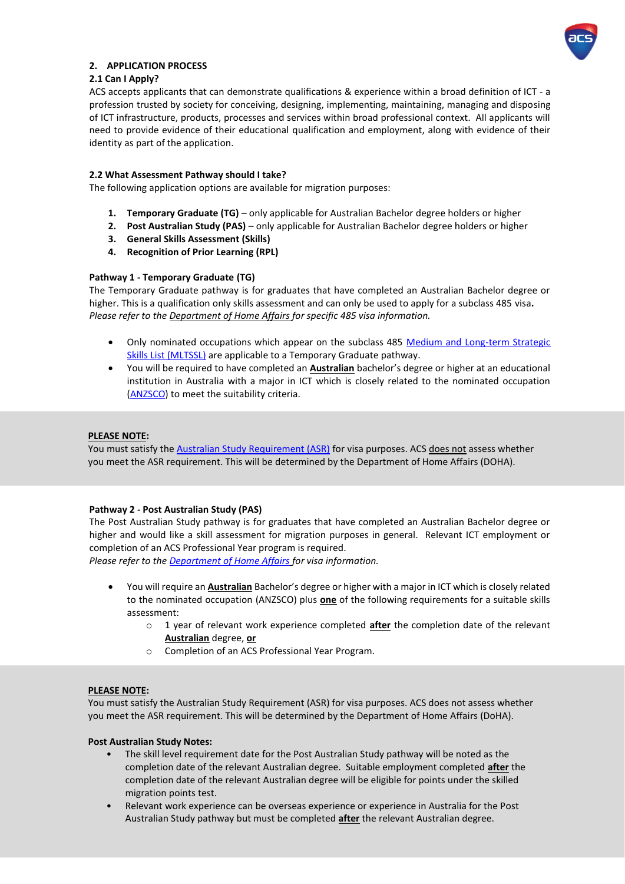## 2. APPLICATION PROCESS

### 2.1 Can I Apply?

ACS accepts applicants that can demonstrate qualifications & experience within a broad definition of ICT - a profession trusted by society for conceiving, designing, implementing, maintaining, managing and disposing of ICT infrastructure, products, processes and services within broad professional context. All applicants will need to provide evidence of their educational qualification and employment, along with evidence of their identity as part of the application.

### 2.2 What Assessment Pathway should I take?

The following application options are available for migration purposes:

1. **Temporary Graduate (TG)** – only applicable for Australian Bachelor degree holders or higher
2. **Post Australian Study (PAS)** – only applicable for Australian Bachelor degree holders or higher
3. **General Skills Assessment (Skills)**
4. **Recognition of Prior Learning (RPL)**

**Pathway 1 - Temporary Graduate (TG)**

The Temporary Graduate pathway is for graduates that have completed an Australian Bachelor degree or higher. This is a qualification only skills assessment and can only be used to apply for a subclass 485 visa**.**
*Please refer to the Department of Home Affairs for specific 485 visa information.*

- Only nominated occupations which appear on the subclass 485 Medium and Long-term Strategic Skills List (MLTSSL) are applicable to a Temporary Graduate pathway.
- You will be required to have completed an **Australian** bachelor's degree or higher at an educational institution in Australia with a major in ICT which is closely related to the nominated occupation (ANZSCO) to meet the suitability criteria.

**PLEASE NOTE:**
You must satisfy the Australian Study Requirement (ASR) for visa purposes. ACS does not assess whether you meet the ASR requirement. This will be determined by the Department of Home Affairs (DOHA).

**Pathway 2 - Post Australian Study (PAS)**

The Post Australian Study pathway is for graduates that have completed an Australian Bachelor degree or higher and would like a skill assessment for migration purposes in general. Relevant ICT employment or completion of an ACS Professional Year program is required.
*Please refer to the Department of Home Affairs for visa information.*

- You will require an **Australian** Bachelor's degree or higher with a major in ICT which is closely related to the nominated occupation (ANZSCO) plus **one** of the following requirements for a suitable skills assessment:
  - 1 year of relevant work experience completed **after** the completion date of the relevant **Australian** degree, **or**
  - Completion of an ACS Professional Year Program.

**PLEASE NOTE:**
You must satisfy the Australian Study Requirement (ASR) for visa purposes. ACS does not assess whether you meet the ASR requirement. This will be determined by the Department of Home Affairs (DoHA).

**Post Australian Study Notes:**

- The skill level requirement date for the Post Australian Study pathway will be noted as the completion date of the relevant Australian degree. Suitable employment completed **after** the completion date of the relevant Australian degree will be eligible for points under the skilled migration points test.
- Relevant work experience can be overseas experience or experience in Australia for the Post Australian Study pathway but must be completed **after** the relevant Australian degree.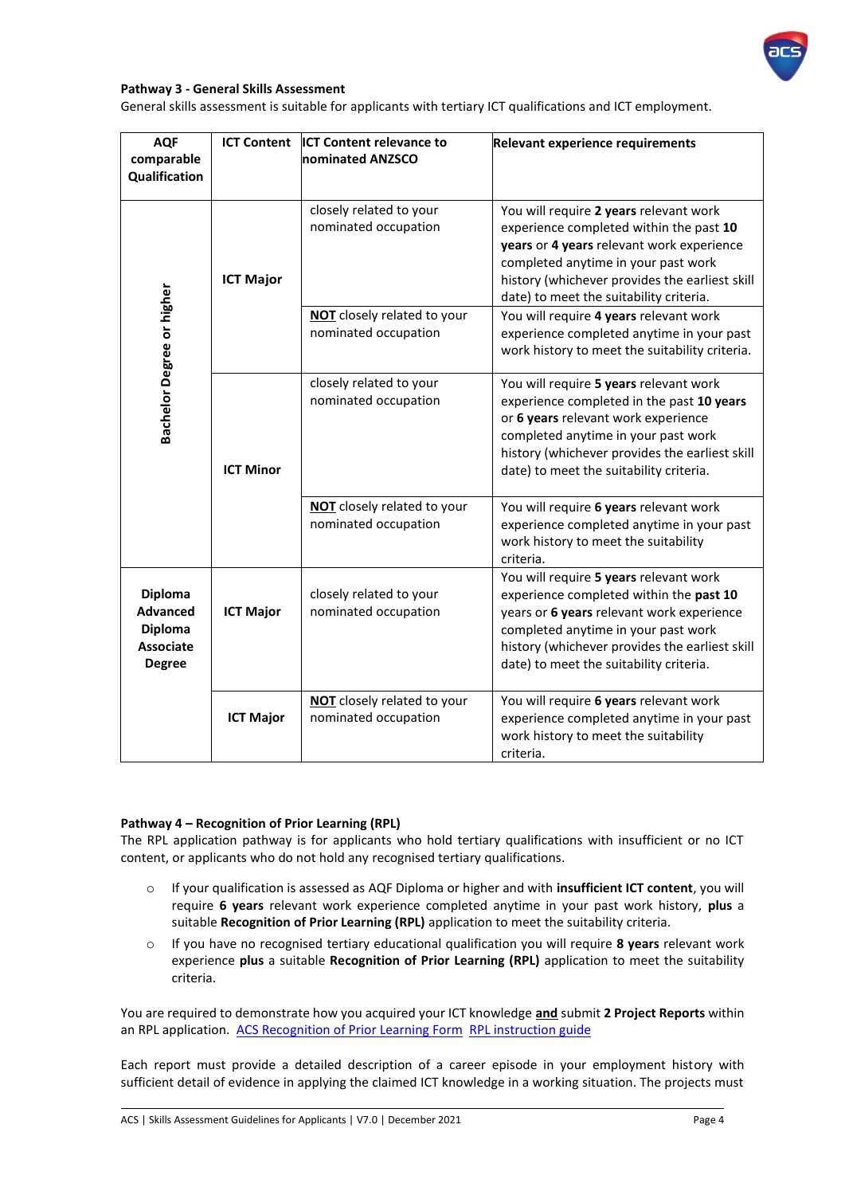**Pathway 3 - General Skills Assessment**

General skills assessment is suitable for applicants with tertiary ICT qualifications and ICT employment.

| AQF comparable Qualification | ICT Content | ICT Content relevance to nominated ANZSCO | Relevant experience requirements |
|---|---|---|---|
| Bachelor Degree or higher | ICT Major | closely related to your nominated occupation | You will require **2 years** relevant work experience completed within the past **10 years** or **4 years** relevant work experience completed anytime in your past work history (whichever provides the earliest skill date) to meet the suitability criteria. |
| | | **NOT** closely related to your nominated occupation | You will require **4 years** relevant work experience completed anytime in your past work history to meet the suitability criteria. |
| | ICT Minor | closely related to your nominated occupation | You will require **5 years** relevant work experience completed in the past **10 years** or **6 years** relevant work experience completed anytime in your past work history (whichever provides the earliest skill date) to meet the suitability criteria. |
| | | **NOT** closely related to your nominated occupation | You will require **6 years** relevant work experience completed anytime in your past work history to meet the suitability criteria. |
| Diploma Advanced Diploma Associate Degree | ICT Major | closely related to your nominated occupation | You will require **5 years** relevant work experience completed within the **past 10** years or **6 years** relevant work experience completed anytime in your past work history (whichever provides the earliest skill date) to meet the suitability criteria. |
| | ICT Major | **NOT** closely related to your nominated occupation | You will require **6 years** relevant work experience completed anytime in your past work history to meet the suitability criteria. |

**Pathway 4 – Recognition of Prior Learning (RPL)**

The RPL application pathway is for applicants who hold tertiary qualifications with insufficient or no ICT content, or applicants who do not hold any recognised tertiary qualifications.

- If your qualification is assessed as AQF Diploma or higher and with **insufficient ICT content**, you will require **6 years** relevant work experience completed anytime in your past work history, **plus** a suitable **Recognition of Prior Learning (RPL)** application to meet the suitability criteria.
- If you have no recognised tertiary educational qualification you will require **8 years** relevant work experience **plus** a suitable **Recognition of Prior Learning (RPL)** application to meet the suitability criteria.

You are required to demonstrate how you acquired your ICT knowledge **and** submit **2 Project Reports** within an RPL application. ACS Recognition of Prior Learning Form RPL instruction guide

Each report must provide a detailed description of a career episode in your employment history with sufficient detail of evidence in applying the claimed ICT knowledge in a working situation. The projects must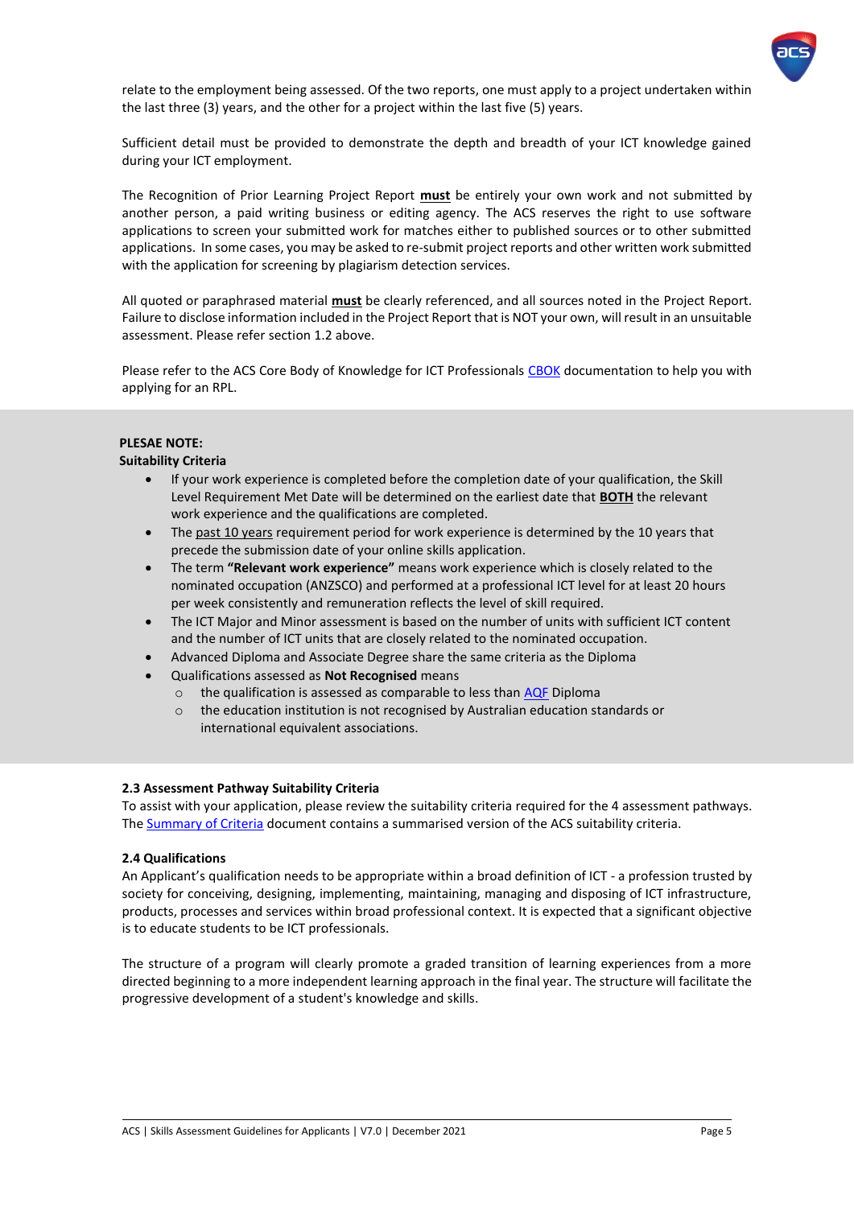relate to the employment being assessed. Of the two reports, one must apply to a project undertaken within the last three (3) years, and the other for a project within the last five (5) years.

Sufficient detail must be provided to demonstrate the depth and breadth of your ICT knowledge gained during your ICT employment.

The Recognition of Prior Learning Project Report **must** be entirely your own work and not submitted by another person, a paid writing business or editing agency. The ACS reserves the right to use software applications to screen your submitted work for matches either to published sources or to other submitted applications. In some cases, you may be asked to re-submit project reports and other written work submitted with the application for screening by plagiarism detection services.

All quoted or paraphrased material **must** be clearly referenced, and all sources noted in the Project Report. Failure to disclose information included in the Project Report that is NOT your own, will result in an unsuitable assessment. Please refer section 1.2 above.

Please refer to the ACS Core Body of Knowledge for ICT Professionals CBOK documentation to help you with applying for an RPL.

**PLESAE NOTE:**
**Suitability Criteria**

- If your work experience is completed before the completion date of your qualification, the Skill Level Requirement Met Date will be determined on the earliest date that **BOTH** the relevant work experience and the qualifications are completed.
- The past 10 years requirement period for work experience is determined by the 10 years that precede the submission date of your online skills application.
- The term **"Relevant work experience"** means work experience which is closely related to the nominated occupation (ANZSCO) and performed at a professional ICT level for at least 20 hours per week consistently and remuneration reflects the level of skill required.
- The ICT Major and Minor assessment is based on the number of units with sufficient ICT content and the number of ICT units that are closely related to the nominated occupation.
- Advanced Diploma and Associate Degree share the same criteria as the Diploma
- Qualifications assessed as **Not Recognised** means
  - the qualification is assessed as comparable to less than AQF Diploma
  - the education institution is not recognised by Australian education standards or international equivalent associations.

**2.3 Assessment Pathway Suitability Criteria**

To assist with your application, please review the suitability criteria required for the 4 assessment pathways. The Summary of Criteria document contains a summarised version of the ACS suitability criteria.

**2.4 Qualifications**

An Applicant's qualification needs to be appropriate within a broad definition of ICT - a profession trusted by society for conceiving, designing, implementing, maintaining, managing and disposing of ICT infrastructure, products, processes and services within broad professional context. It is expected that a significant objective is to educate students to be ICT professionals.

The structure of a program will clearly promote a graded transition of learning experiences from a more directed beginning to a more independent learning approach in the final year. The structure will facilitate the progressive development of a student's knowledge and skills.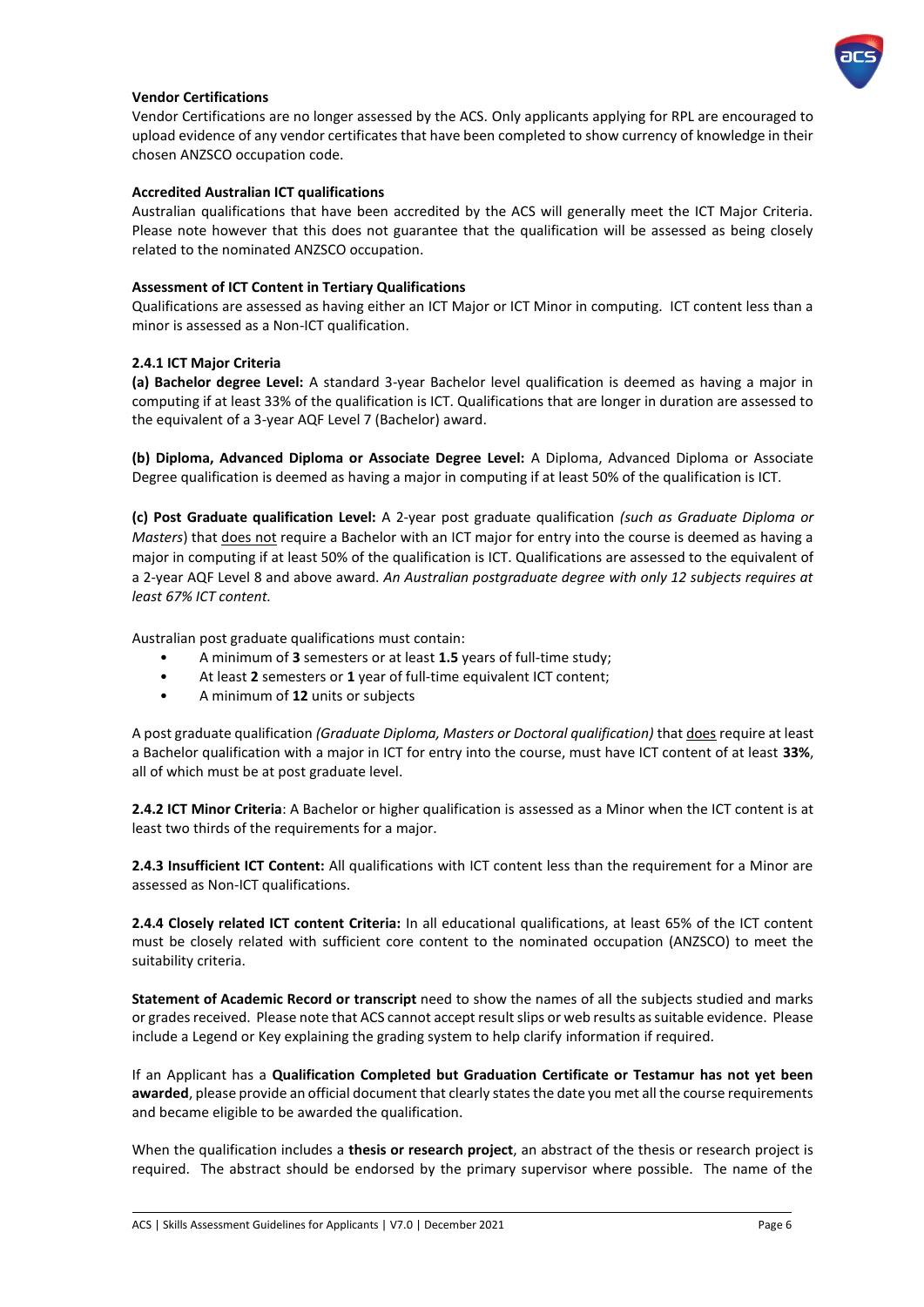**Vendor Certifications**

Vendor Certifications are no longer assessed by the ACS. Only applicants applying for RPL are encouraged to upload evidence of any vendor certificates that have been completed to show currency of knowledge in their chosen ANZSCO occupation code.

**Accredited Australian ICT qualifications**

Australian qualifications that have been accredited by the ACS will generally meet the ICT Major Criteria. Please note however that this does not guarantee that the qualification will be assessed as being closely related to the nominated ANZSCO occupation.

**Assessment of ICT Content in Tertiary Qualifications**

Qualifications are assessed as having either an ICT Major or ICT Minor in computing. ICT content less than a minor is assessed as a Non-ICT qualification.

**2.4.1 ICT Major Criteria**

**(a) Bachelor degree Level:** A standard 3-year Bachelor level qualification is deemed as having a major in computing if at least 33% of the qualification is ICT. Qualifications that are longer in duration are assessed to the equivalent of a 3-year AQF Level 7 (Bachelor) award.

**(b) Diploma, Advanced Diploma or Associate Degree Level:** A Diploma, Advanced Diploma or Associate Degree qualification is deemed as having a major in computing if at least 50% of the qualification is ICT.

**(c) Post Graduate qualification Level:** A 2-year post graduate qualification *(such as Graduate Diploma or Masters*) that <u>does not</u> require a Bachelor with an ICT major for entry into the course is deemed as having a major in computing if at least 50% of the qualification is ICT. Qualifications are assessed to the equivalent of a 2-year AQF Level 8 and above award. *An Australian postgraduate degree with only 12 subjects requires at least 67% ICT content.*

Australian post graduate qualifications must contain:

- A minimum of **3** semesters or at least **1.5** years of full-time study;
- At least **2** semesters or **1** year of full-time equivalent ICT content;
- A minimum of **12** units or subjects

A post graduate qualification *(Graduate Diploma, Masters or Doctoral qualification)* that <u>does</u> require at least a Bachelor qualification with a major in ICT for entry into the course, must have ICT content of at least **33%**, all of which must be at post graduate level.

**2.4.2 ICT Minor Criteria**: A Bachelor or higher qualification is assessed as a Minor when the ICT content is at least two thirds of the requirements for a major.

**2.4.3 Insufficient ICT Content:** All qualifications with ICT content less than the requirement for a Minor are assessed as Non-ICT qualifications.

**2.4.4 Closely related ICT content Criteria:** In all educational qualifications, at least 65% of the ICT content must be closely related with sufficient core content to the nominated occupation (ANZSCO) to meet the suitability criteria.

**Statement of Academic Record or transcript** need to show the names of all the subjects studied and marks or grades received. Please note that ACS cannot accept result slips or web results as suitable evidence. Please include a Legend or Key explaining the grading system to help clarify information if required.

If an Applicant has a **Qualification Completed but Graduation Certificate or Testamur has not yet been awarded**, please provide an official document that clearly states the date you met all the course requirements and became eligible to be awarded the qualification.

When the qualification includes a **thesis or research project**, an abstract of the thesis or research project is required. The abstract should be endorsed by the primary supervisor where possible. The name of the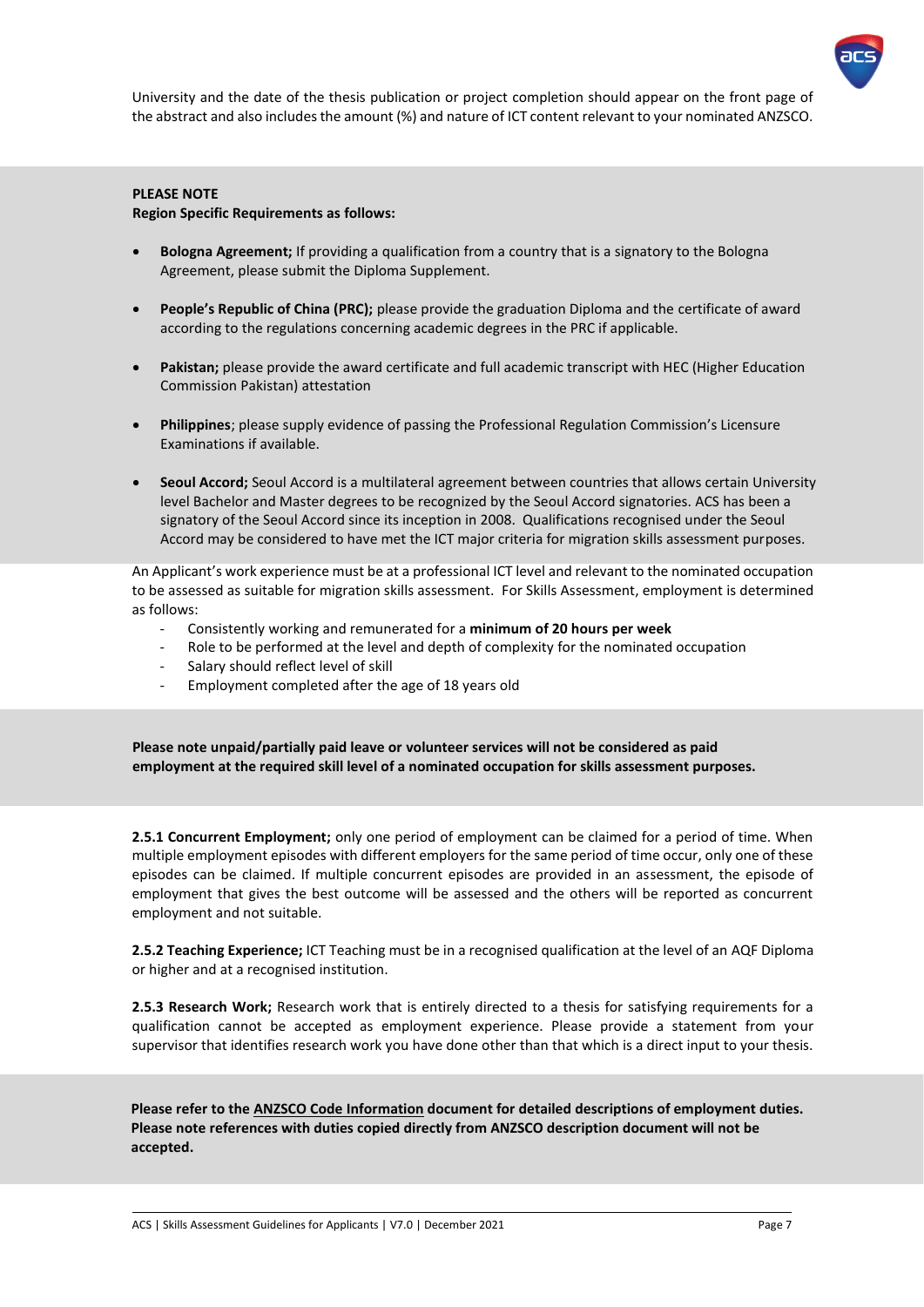University and the date of the thesis publication or project completion should appear on the front page of the abstract and also includes the amount (%) and nature of ICT content relevant to your nominated ANZSCO.

**PLEASE NOTE**
**Region Specific Requirements as follows:**

- **Bologna Agreement;** If providing a qualification from a country that is a signatory to the Bologna Agreement, please submit the Diploma Supplement.
- **People's Republic of China (PRC);** please provide the graduation Diploma and the certificate of award according to the regulations concerning academic degrees in the PRC if applicable.
- **Pakistan;** please provide the award certificate and full academic transcript with HEC (Higher Education Commission Pakistan) attestation
- **Philippines**; please supply evidence of passing the Professional Regulation Commission's Licensure Examinations if available.
- **Seoul Accord;** Seoul Accord is a multilateral agreement between countries that allows certain University level Bachelor and Master degrees to be recognized by the Seoul Accord signatories. ACS has been a signatory of the Seoul Accord since its inception in 2008. Qualifications recognised under the Seoul Accord may be considered to have met the ICT major criteria for migration skills assessment purposes.

An Applicant's work experience must be at a professional ICT level and relevant to the nominated occupation to be assessed as suitable for migration skills assessment. For Skills Assessment, employment is determined as follows:

- Consistently working and remunerated for a **minimum of 20 hours per week**
- Role to be performed at the level and depth of complexity for the nominated occupation
- Salary should reflect level of skill
- Employment completed after the age of 18 years old

**Please note unpaid/partially paid leave or volunteer services will not be considered as paid employment at the required skill level of a nominated occupation for skills assessment purposes.**

**2.5.1 Concurrent Employment;** only one period of employment can be claimed for a period of time. When multiple employment episodes with different employers for the same period of time occur, only one of these episodes can be claimed. If multiple concurrent episodes are provided in an assessment, the episode of employment that gives the best outcome will be assessed and the others will be reported as concurrent employment and not suitable.

**2.5.2 Teaching Experience;** ICT Teaching must be in a recognised qualification at the level of an AQF Diploma or higher and at a recognised institution.

**2.5.3 Research Work;** Research work that is entirely directed to a thesis for satisfying requirements for a qualification cannot be accepted as employment experience. Please provide a statement from your supervisor that identifies research work you have done other than that which is a direct input to your thesis.

**Please refer to the ANZSCO Code Information document for detailed descriptions of employment duties. Please note references with duties copied directly from ANZSCO description document will not be accepted.**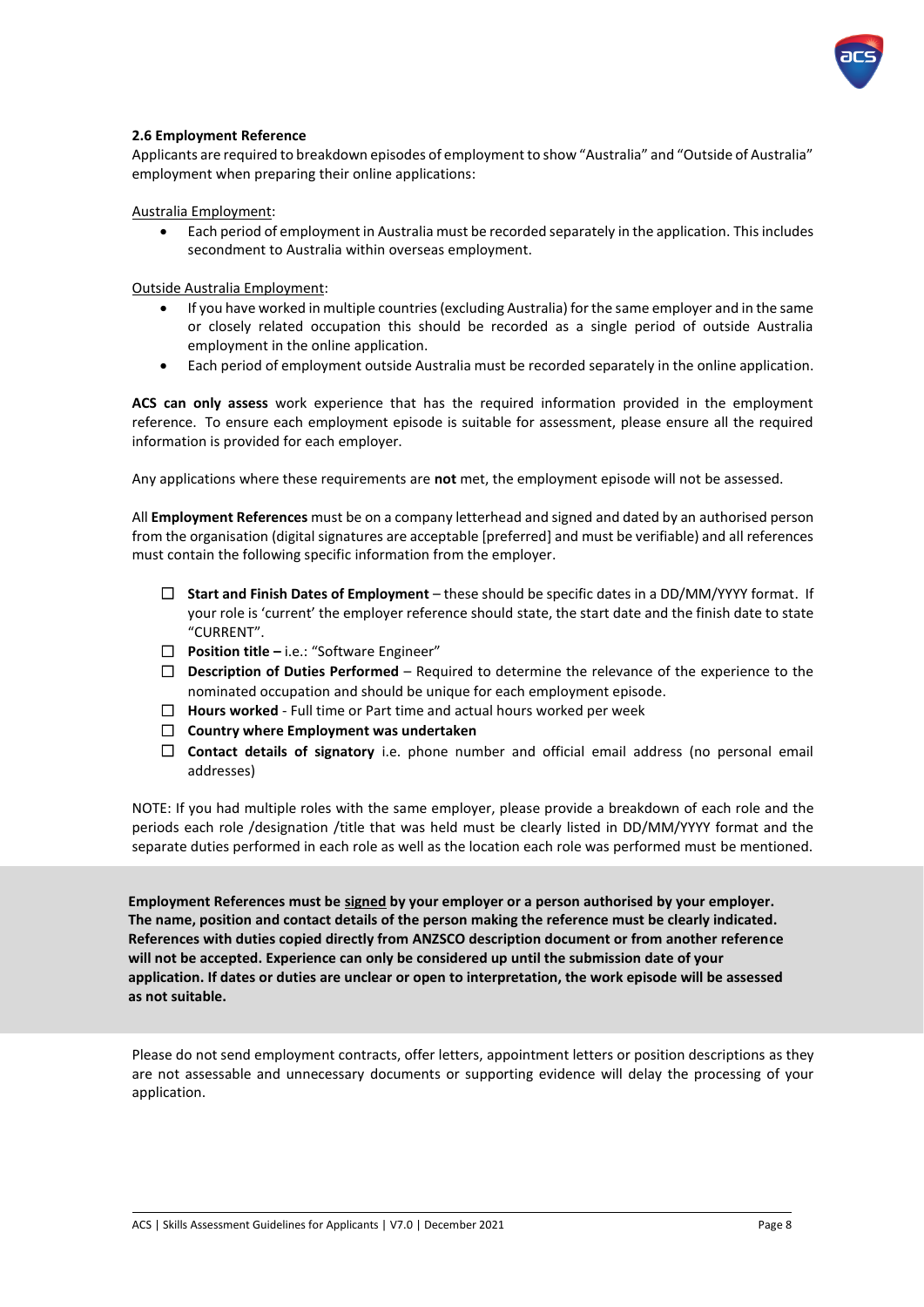### 2.6 Employment Reference

Applicants are required to breakdown episodes of employment to show "Australia" and "Outside of Australia" employment when preparing their online applications:

<u>Australia Employment</u>:

- Each period of employment in Australia must be recorded separately in the application. This includes secondment to Australia within overseas employment.

<u>Outside Australia Employment</u>:

- If you have worked in multiple countries (excluding Australia) for the same employer and in the same or closely related occupation this should be recorded as a single period of outside Australia employment in the online application.
- Each period of employment outside Australia must be recorded separately in the online application.

**ACS can only assess** work experience that has the required information provided in the employment reference. To ensure each employment episode is suitable for assessment, please ensure all the required information is provided for each employer.

Any applications where these requirements are **not** met, the employment episode will not be assessed.

All **Employment References** must be on a company letterhead and signed and dated by an authorised person from the organisation (digital signatures are acceptable [preferred] and must be verifiable) and all references must contain the following specific information from the employer.

- ☐ **Start and Finish Dates of Employment** – these should be specific dates in a DD/MM/YYYY format. If your role is 'current' the employer reference should state, the start date and the finish date to state "CURRENT".
- ☐ **Position title –** i.e.: "Software Engineer"
- ☐ **Description of Duties Performed** – Required to determine the relevance of the experience to the nominated occupation and should be unique for each employment episode.
- ☐ **Hours worked** - Full time or Part time and actual hours worked per week
- ☐ **Country where Employment was undertaken**
- ☐ **Contact details of signatory** i.e. phone number and official email address (no personal email addresses)

NOTE: If you had multiple roles with the same employer, please provide a breakdown of each role and the periods each role /designation /title that was held must be clearly listed in DD/MM/YYYY format and the separate duties performed in each role as well as the location each role was performed must be mentioned.

**Employment References must be <u>signed</u> by your employer or a person authorised by your employer. The name, position and contact details of the person making the reference must be clearly indicated. References with duties copied directly from ANZSCO description document or from another reference will not be accepted. Experience can only be considered up until the submission date of your application. If dates or duties are unclear or open to interpretation, the work episode will be assessed as not suitable.**

Please do not send employment contracts, offer letters, appointment letters or position descriptions as they are not assessable and unnecessary documents or supporting evidence will delay the processing of your application.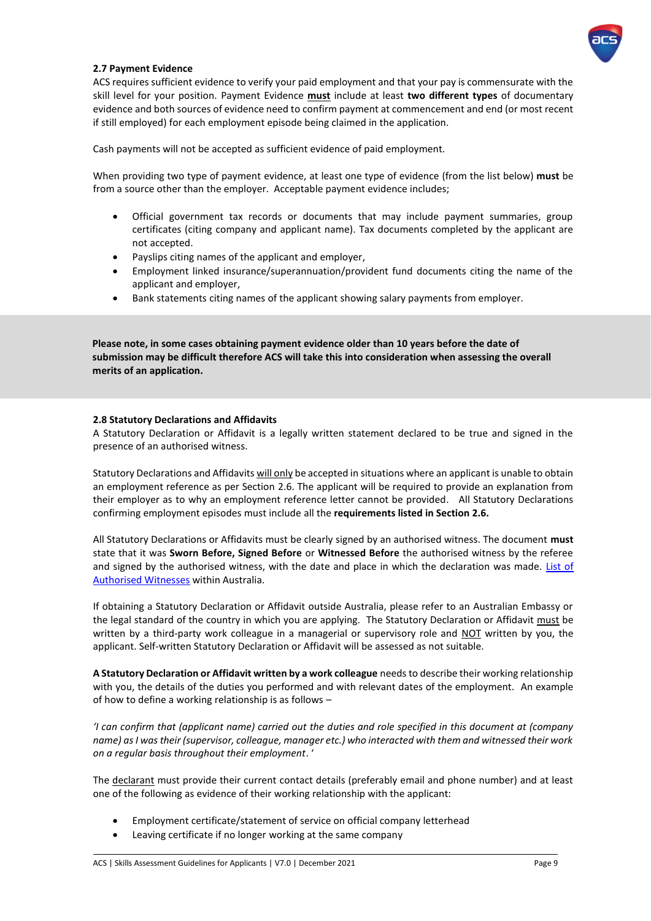### 2.7 Payment Evidence

ACS requires sufficient evidence to verify your paid employment and that your pay is commensurate with the skill level for your position. Payment Evidence **must** include at least **two different types** of documentary evidence and both sources of evidence need to confirm payment at commencement and end (or most recent if still employed) for each employment episode being claimed in the application.

Cash payments will not be accepted as sufficient evidence of paid employment.

When providing two type of payment evidence, at least one type of evidence (from the list below) **must** be from a source other than the employer. Acceptable payment evidence includes;

- Official government tax records or documents that may include payment summaries, group certificates (citing company and applicant name). Tax documents completed by the applicant are not accepted.
- Payslips citing names of the applicant and employer,
- Employment linked insurance/superannuation/provident fund documents citing the name of the applicant and employer,
- Bank statements citing names of the applicant showing salary payments from employer.

**Please note, in some cases obtaining payment evidence older than 10 years before the date of submission may be difficult therefore ACS will take this into consideration when assessing the overall merits of an application.**

### 2.8 Statutory Declarations and Affidavits

A Statutory Declaration or Affidavit is a legally written statement declared to be true and signed in the presence of an authorised witness.

Statutory Declarations and Affidavits will only be accepted in situations where an applicant is unable to obtain an employment reference as per Section 2.6. The applicant will be required to provide an explanation from their employer as to why an employment reference letter cannot be provided. All Statutory Declarations confirming employment episodes must include all the **requirements listed in Section 2.6.**

All Statutory Declarations or Affidavits must be clearly signed by an authorised witness. The document **must** state that it was **Sworn Before, Signed Before** or **Witnessed Before** the authorised witness by the referee and signed by the authorised witness, with the date and place in which the declaration was made. List of Authorised Witnesses within Australia.

If obtaining a Statutory Declaration or Affidavit outside Australia, please refer to an Australian Embassy or the legal standard of the country in which you are applying. The Statutory Declaration or Affidavit must be written by a third-party work colleague in a managerial or supervisory role and NOT written by you, the applicant. Self-written Statutory Declaration or Affidavit will be assessed as not suitable.

**A Statutory Declaration or Affidavit written by a work colleague** needs to describe their working relationship with you, the details of the duties you performed and with relevant dates of the employment. An example of how to define a working relationship is as follows –

*'I can confirm that (applicant name) carried out the duties and role specified in this document at (company name) as I was their (supervisor, colleague, manager etc.) who interacted with them and witnessed their work on a regular basis throughout their employment.'*

The declarant must provide their current contact details (preferably email and phone number) and at least one of the following as evidence of their working relationship with the applicant:

- Employment certificate/statement of service on official company letterhead
- Leaving certificate if no longer working at the same company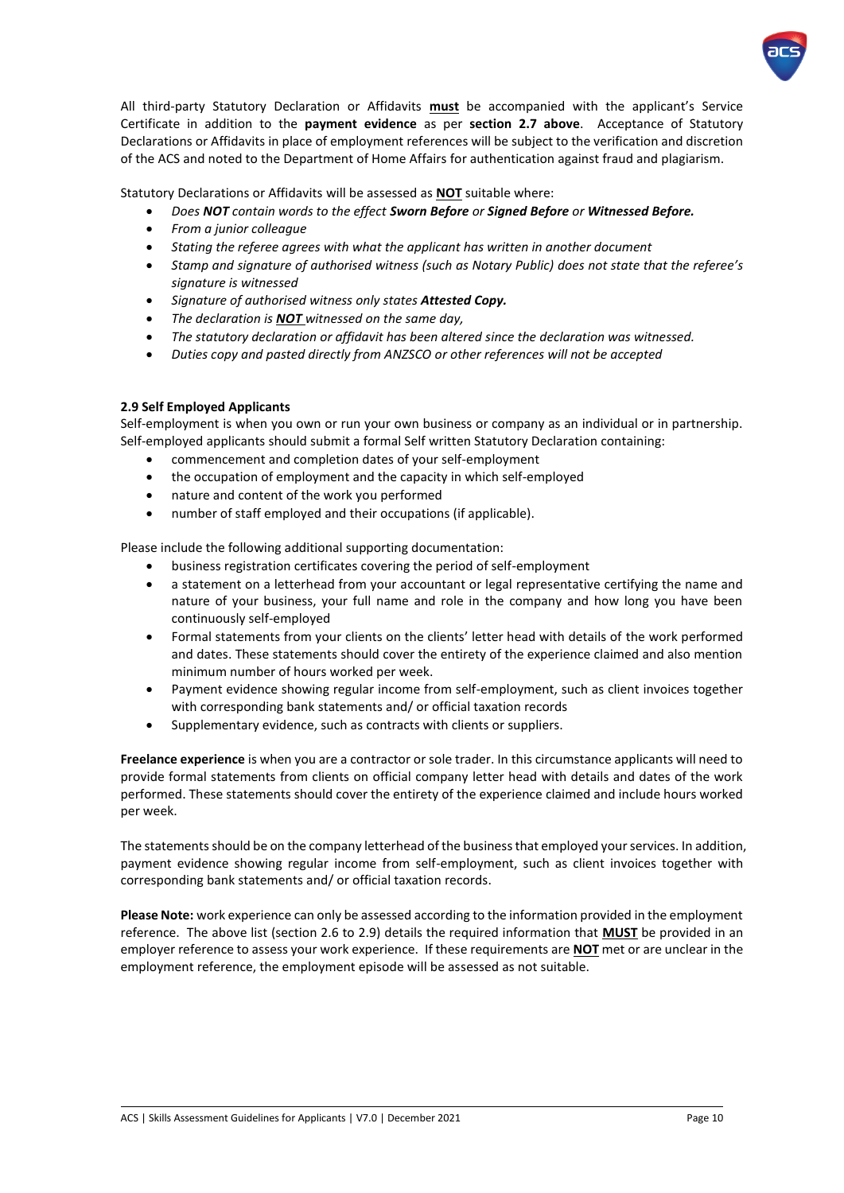All third-party Statutory Declaration or Affidavits **must** be accompanied with the applicant's Service Certificate in addition to the **payment evidence** as per **section 2.7 above**. Acceptance of Statutory Declarations or Affidavits in place of employment references will be subject to the verification and discretion of the ACS and noted to the Department of Home Affairs for authentication against fraud and plagiarism.

Statutory Declarations or Affidavits will be assessed as **NOT** suitable where:

- *Does **NOT** contain words to the effect **Sworn Before** or **Signed Before** or **Witnessed Before.***
- *From a junior colleague*
- *Stating the referee agrees with what the applicant has written in another document*
- *Stamp and signature of authorised witness (such as Notary Public) does not state that the referee's signature is witnessed*
- *Signature of authorised witness only states **Attested Copy.***
- *The declaration is **NOT** witnessed on the same day,*
- *The statutory declaration or affidavit has been altered since the declaration was witnessed.*
- *Duties copy and pasted directly from ANZSCO or other references will not be accepted*

### 2.9 Self Employed Applicants

Self-employment is when you own or run your own business or company as an individual or in partnership. Self-employed applicants should submit a formal Self written Statutory Declaration containing:

- commencement and completion dates of your self-employment
- the occupation of employment and the capacity in which self-employed
- nature and content of the work you performed
- number of staff employed and their occupations (if applicable).

Please include the following additional supporting documentation:

- business registration certificates covering the period of self-employment
- a statement on a letterhead from your accountant or legal representative certifying the name and nature of your business, your full name and role in the company and how long you have been continuously self-employed
- Formal statements from your clients on the clients' letter head with details of the work performed and dates. These statements should cover the entirety of the experience claimed and also mention minimum number of hours worked per week.
- Payment evidence showing regular income from self-employment, such as client invoices together with corresponding bank statements and/ or official taxation records
- Supplementary evidence, such as contracts with clients or suppliers.

**Freelance experience** is when you are a contractor or sole trader. In this circumstance applicants will need to provide formal statements from clients on official company letter head with details and dates of the work performed. These statements should cover the entirety of the experience claimed and include hours worked per week.

The statements should be on the company letterhead of the business that employed your services. In addition, payment evidence showing regular income from self-employment, such as client invoices together with corresponding bank statements and/ or official taxation records.

**Please Note:** work experience can only be assessed according to the information provided in the employment reference. The above list (section 2.6 to 2.9) details the required information that **MUST** be provided in an employer reference to assess your work experience. If these requirements are **NOT** met or are unclear in the employment reference, the employment episode will be assessed as not suitable.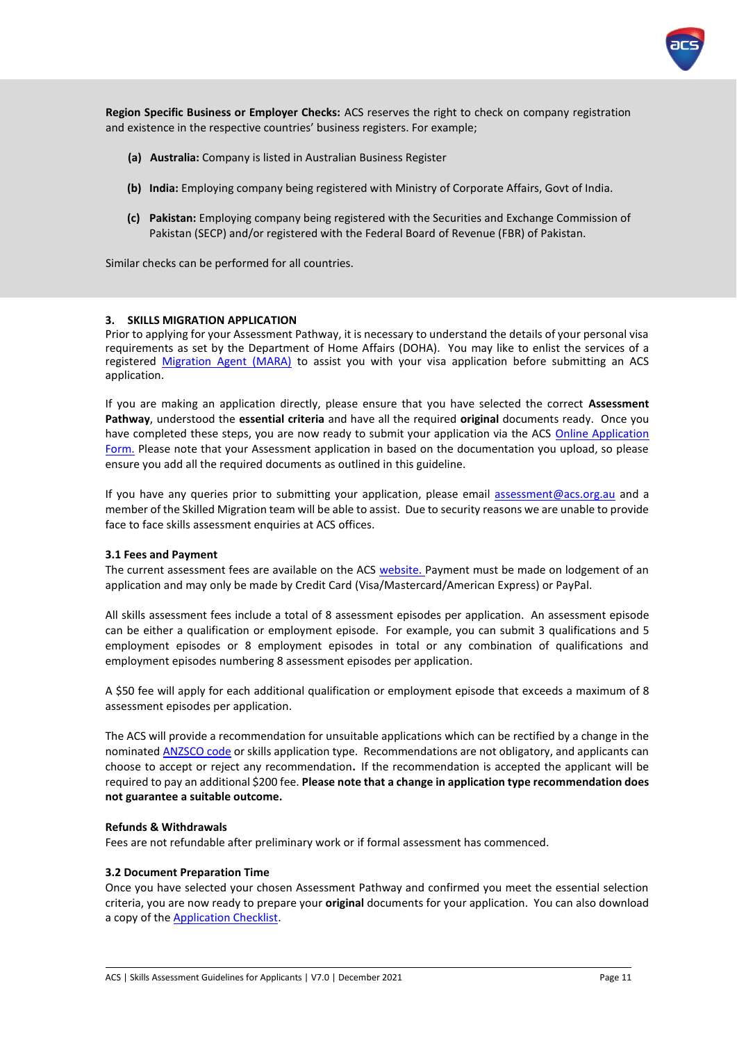**Region Specific Business or Employer Checks:** ACS reserves the right to check on company registration and existence in the respective countries' business registers. For example;

**(a)** **Australia:** Company is listed in Australian Business Register

**(b)** **India:** Employing company being registered with Ministry of Corporate Affairs, Govt of India.

**(c)** **Pakistan:** Employing company being registered with the Securities and Exchange Commission of Pakistan (SECP) and/or registered with the Federal Board of Revenue (FBR) of Pakistan.

Similar checks can be performed for all countries.

## 3. SKILLS MIGRATION APPLICATION

Prior to applying for your Assessment Pathway, it is necessary to understand the details of your personal visa requirements as set by the Department of Home Affairs (DOHA). You may like to enlist the services of a registered Migration Agent (MARA) to assist you with your visa application before submitting an ACS application.

If you are making an application directly, please ensure that you have selected the correct **Assessment Pathway**, understood the **essential criteria** and have all the required **original** documents ready. Once you have completed these steps, you are now ready to submit your application via the ACS Online Application Form. Please note that your Assessment application in based on the documentation you upload, so please ensure you add all the required documents as outlined in this guideline.

If you have any queries prior to submitting your application, please email assessment@acs.org.au and a member of the Skilled Migration team will be able to assist. Due to security reasons we are unable to provide face to face skills assessment enquiries at ACS offices.

### 3.1 Fees and Payment

The current assessment fees are available on the ACS website. Payment must be made on lodgement of an application and may only be made by Credit Card (Visa/Mastercard/American Express) or PayPal.

All skills assessment fees include a total of 8 assessment episodes per application. An assessment episode can be either a qualification or employment episode. For example, you can submit 3 qualifications and 5 employment episodes or 8 employment episodes in total or any combination of qualifications and employment episodes numbering 8 assessment episodes per application.

A $50 fee will apply for each additional qualification or employment episode that exceeds a maximum of 8 assessment episodes per application.

The ACS will provide a recommendation for unsuitable applications which can be rectified by a change in the nominated ANZSCO code or skills application type. Recommendations are not obligatory, and applicants can choose to accept or reject any recommendation. If the recommendation is accepted the applicant will be required to pay an additional $200 fee. **Please note that a change in application type recommendation does not guarantee a suitable outcome.**

**Refunds & Withdrawals**

Fees are not refundable after preliminary work or if formal assessment has commenced.

### 3.2 Document Preparation Time

Once you have selected your chosen Assessment Pathway and confirmed you meet the essential selection criteria, you are now ready to prepare your **original** documents for your application. You can also download a copy of the Application Checklist.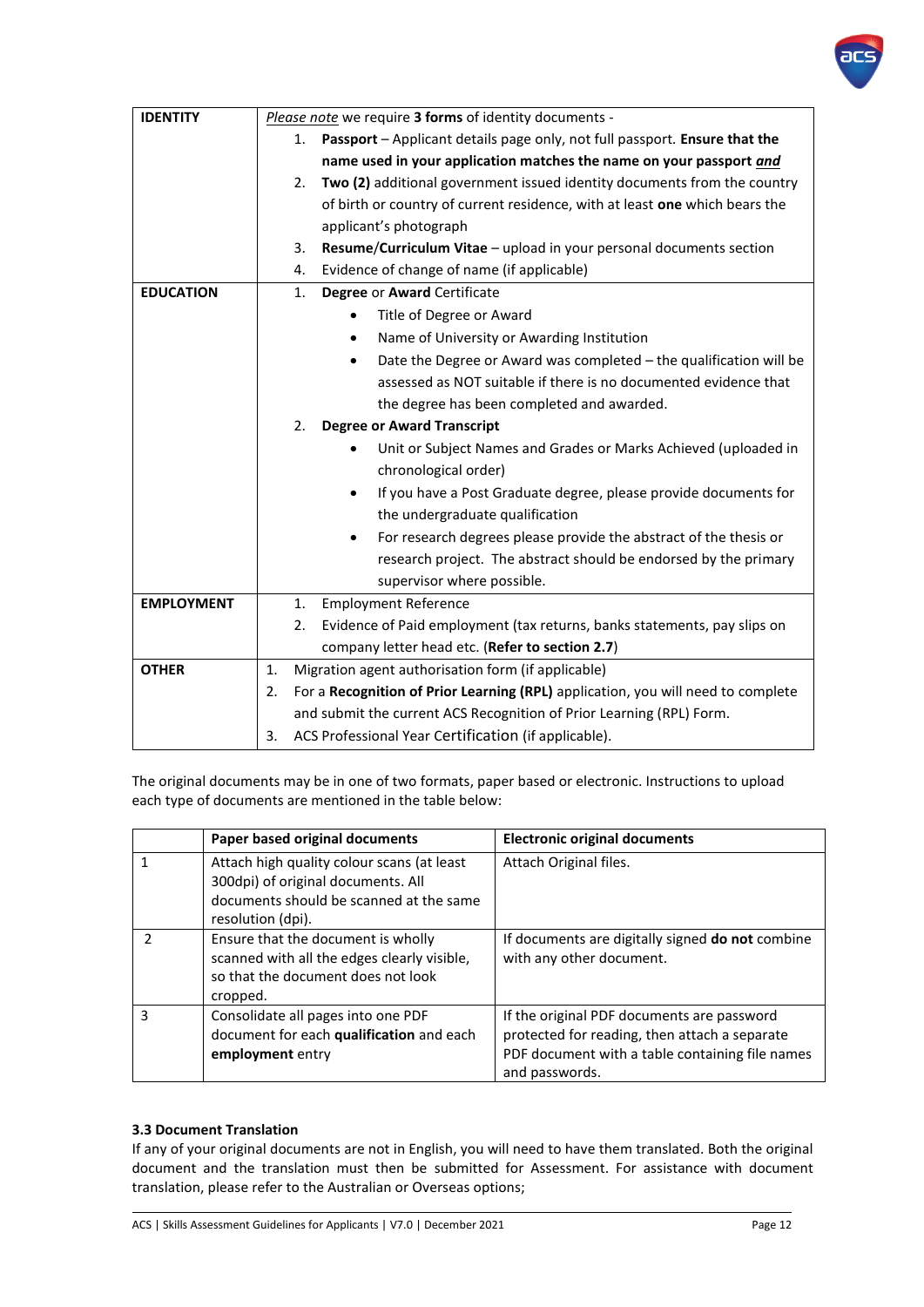| IDENTITY | *Please note* we require **3 forms** of identity documents -<br>1. **Passport** – Applicant details page only, not full passport. **Ensure that the name used in your application matches the name on your passport *and***<br>2. **Two (2)** additional government issued identity documents from the country of birth or country of current residence, with at least **one** which bears the applicant's photograph<br>3. **Resume/Curriculum Vitae** – upload in your personal documents section<br>4. Evidence of change of name (if applicable) |
|---|---|
| **EDUCATION** | 1. **Degree** or **Award** Certificate<br>• Title of Degree or Award<br>• Name of University or Awarding Institution<br>• Date the Degree or Award was completed – the qualification will be assessed as NOT suitable if there is no documented evidence that the degree has been completed and awarded.<br>2. **Degree or Award Transcript**<br>• Unit or Subject Names and Grades or Marks Achieved (uploaded in chronological order)<br>• If you have a Post Graduate degree, please provide documents for the undergraduate qualification<br>• For research degrees please provide the abstract of the thesis or research project. The abstract should be endorsed by the primary supervisor where possible. |
| **EMPLOYMENT** | 1. Employment Reference<br>2. Evidence of Paid employment (tax returns, banks statements, pay slips on company letter head etc. (**Refer to section 2.7**) |
| **OTHER** | 1. Migration agent authorisation form (if applicable)<br>2. For a **Recognition of Prior Learning (RPL)** application, you will need to complete and submit the current ACS Recognition of Prior Learning (RPL) Form.<br>3. ACS Professional Year Certification (if applicable). |

The original documents may be in one of two formats, paper based or electronic. Instructions to upload each type of documents are mentioned in the table below:

| | Paper based original documents | Electronic original documents |
|---|---|---|
| 1 | Attach high quality colour scans (at least 300dpi) of original documents. All documents should be scanned at the same resolution (dpi). | Attach Original files. |
| 2 | Ensure that the document is wholly scanned with all the edges clearly visible, so that the document does not look cropped. | If documents are digitally signed **do not** combine with any other document. |
| 3 | Consolidate all pages into one PDF document for each **qualification** and each **employment** entry | If the original PDF documents are password protected for reading, then attach a separate PDF document with a table containing file names and passwords. |

### 3.3 Document Translation

If any of your original documents are not in English, you will need to have them translated. Both the original document and the translation must then be submitted for Assessment. For assistance with document translation, please refer to the Australian or Overseas options;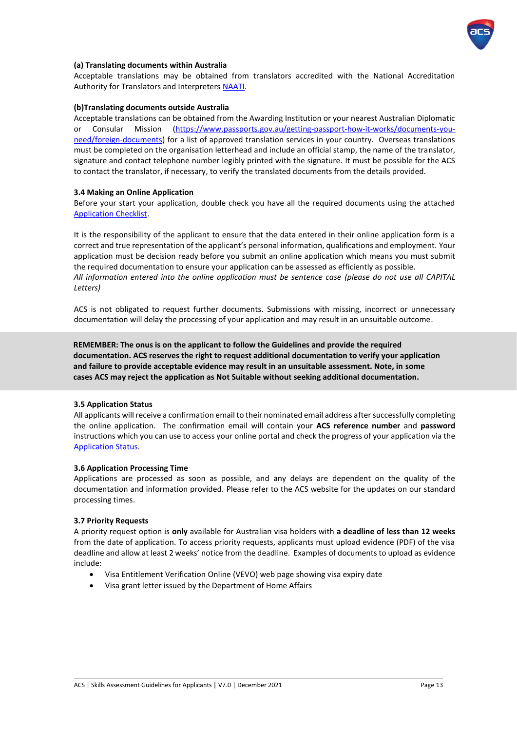**(a) Translating documents within Australia**

Acceptable translations may be obtained from translators accredited with the National Accreditation Authority for Translators and Interpreters NAATI.

**(b)Translating documents outside Australia**

Acceptable translations can be obtained from the Awarding Institution or your nearest Australian Diplomatic or Consular Mission (https://www.passports.gov.au/getting-passport-how-it-works/documents-you-need/foreign-documents) for a list of approved translation services in your country. Overseas translations must be completed on the organisation letterhead and include an official stamp, the name of the translator, signature and contact telephone number legibly printed with the signature. It must be possible for the ACS to contact the translator, if necessary, to verify the translated documents from the details provided.

### 3.4 Making an Online Application

Before your start your application, double check you have all the required documents using the attached Application Checklist.

It is the responsibility of the applicant to ensure that the data entered in their online application form is a correct and true representation of the applicant's personal information, qualifications and employment. Your application must be decision ready before you submit an online application which means you must submit the required documentation to ensure your application can be assessed as efficiently as possible.

*All information entered into the online application must be sentence case (please do not use all CAPITAL Letters)*

ACS is not obligated to request further documents. Submissions with missing, incorrect or unnecessary documentation will delay the processing of your application and may result in an unsuitable outcome.

**REMEMBER: The onus is on the applicant to follow the Guidelines and provide the required documentation. ACS reserves the right to request additional documentation to verify your application and failure to provide acceptable evidence may result in an unsuitable assessment. Note, in some cases ACS may reject the application as Not Suitable without seeking additional documentation.**

### 3.5 Application Status

All applicants will receive a confirmation email to their nominated email address after successfully completing the online application. The confirmation email will contain your **ACS reference number** and **password** instructions which you can use to access your online portal and check the progress of your application via the Application Status.

### 3.6 Application Processing Time

Applications are processed as soon as possible, and any delays are dependent on the quality of the documentation and information provided. Please refer to the ACS website for the updates on our standard processing times.

### 3.7 Priority Requests

A priority request option is **only** available for Australian visa holders with **a deadline of less than 12 weeks** from the date of application. To access priority requests, applicants must upload evidence (PDF) of the visa deadline and allow at least 2 weeks' notice from the deadline. Examples of documents to upload as evidence include:

- Visa Entitlement Verification Online (VEVO) web page showing visa expiry date
- Visa grant letter issued by the Department of Home Affairs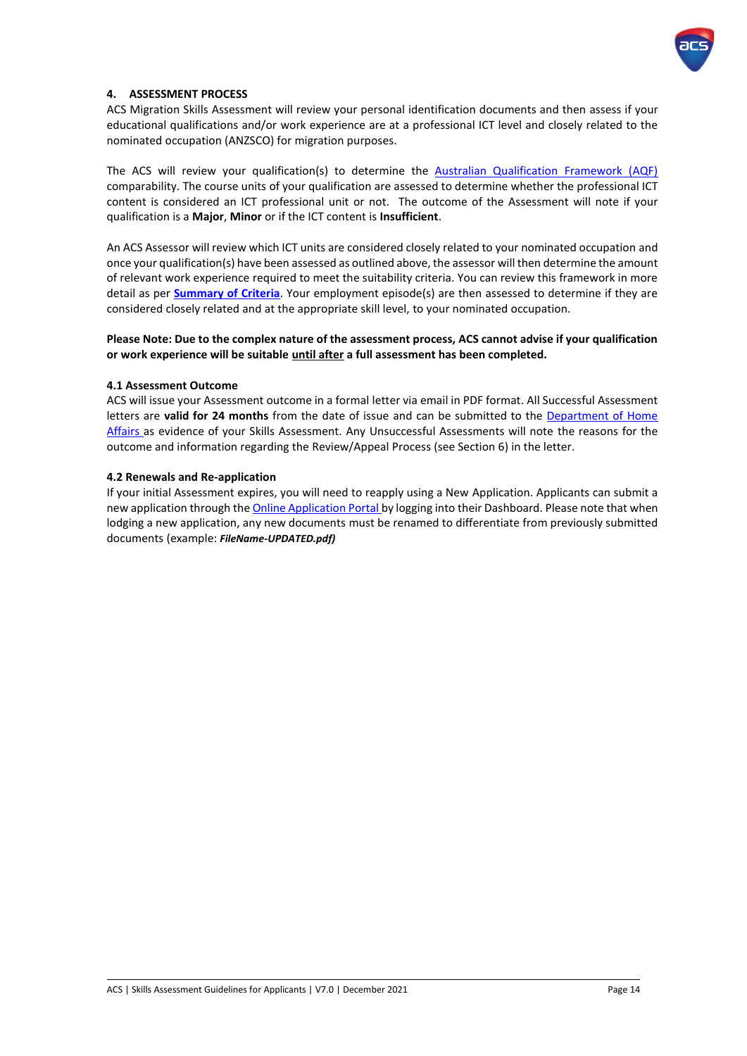## 4. ASSESSMENT PROCESS

ACS Migration Skills Assessment will review your personal identification documents and then assess if your educational qualifications and/or work experience are at a professional ICT level and closely related to the nominated occupation (ANZSCO) for migration purposes.

The ACS will review your qualification(s) to determine the Australian Qualification Framework (AQF) comparability. The course units of your qualification are assessed to determine whether the professional ICT content is considered an ICT professional unit or not. The outcome of the Assessment will note if your qualification is a **Major**, **Minor** or if the ICT content is **Insufficient**.

An ACS Assessor will review which ICT units are considered closely related to your nominated occupation and once your qualification(s) have been assessed as outlined above, the assessor will then determine the amount of relevant work experience required to meet the suitability criteria. You can review this framework in more detail as per **Summary of Criteria**. Your employment episode(s) are then assessed to determine if they are considered closely related and at the appropriate skill level, to your nominated occupation.

**Please Note: Due to the complex nature of the assessment process, ACS cannot advise if your qualification or work experience will be suitable until after a full assessment has been completed.**

### 4.1 Assessment Outcome

ACS will issue your Assessment outcome in a formal letter via email in PDF format. All Successful Assessment letters are **valid for 24 months** from the date of issue and can be submitted to the Department of Home Affairs as evidence of your Skills Assessment. Any Unsuccessful Assessments will note the reasons for the outcome and information regarding the Review/Appeal Process (see Section 6) in the letter.

### 4.2 Renewals and Re-application

If your initial Assessment expires, you will need to reapply using a New Application. Applicants can submit a new application through the Online Application Portal by logging into their Dashboard. Please note that when lodging a new application, any new documents must be renamed to differentiate from previously submitted documents (example: ***FileName-UPDATED.pdf)***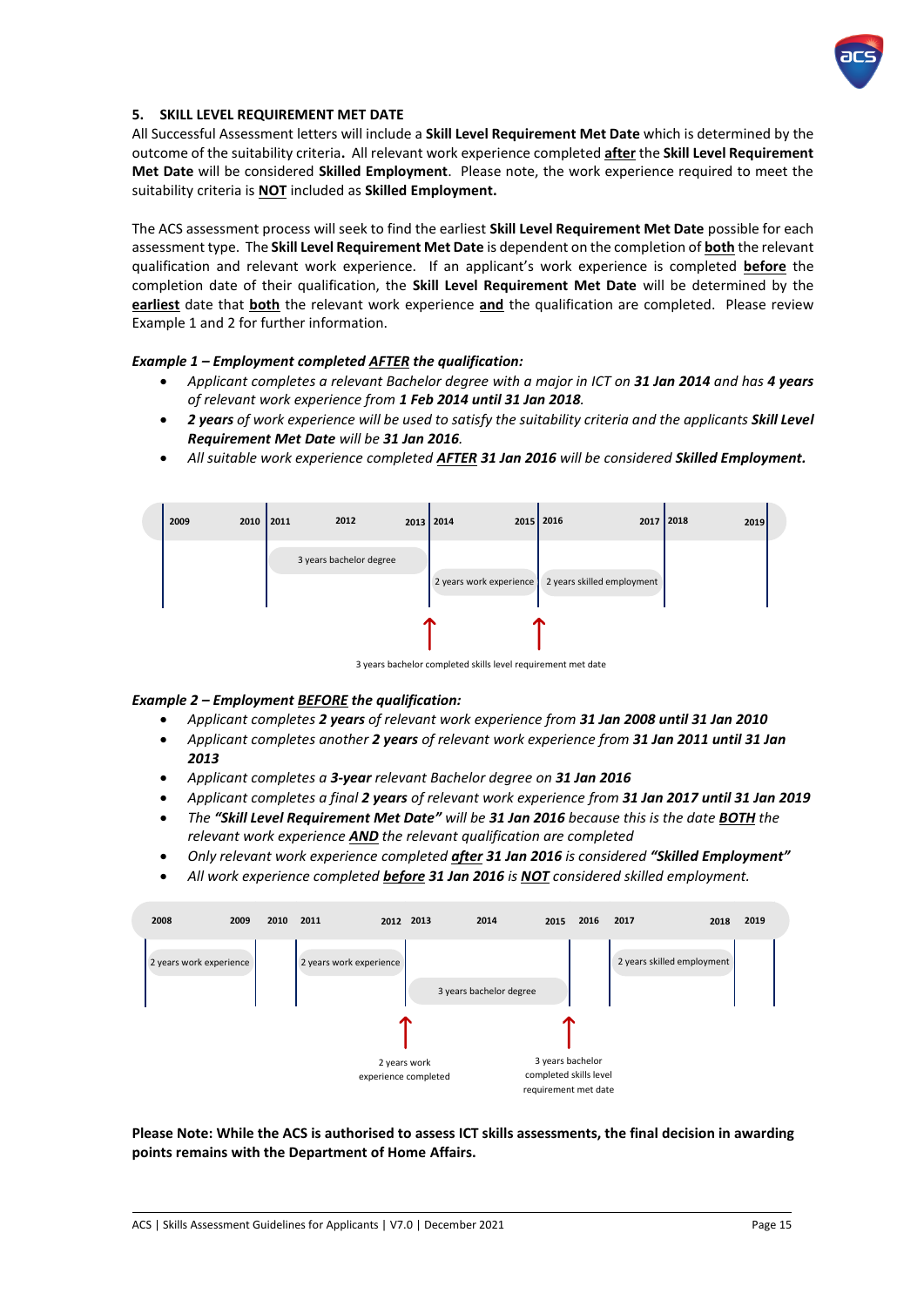## 5. SKILL LEVEL REQUIREMENT MET DATE

All Successful Assessment letters will include a **Skill Level Requirement Met Date** which is determined by the outcome of the suitability criteria**.** All relevant work experience completed **after** the **Skill Level Requirement Met Date** will be considered **Skilled Employment**. Please note, the work experience required to meet the suitability criteria is **NOT** included as **Skilled Employment.**

The ACS assessment process will seek to find the earliest **Skill Level Requirement Met Date** possible for each assessment type. The **Skill Level Requirement Met Date** is dependent on the completion of **both** the relevant qualification and relevant work experience. If an applicant's work experience is completed **before** the completion date of their qualification, the **Skill Level Requirement Met Date** will be determined by the **earliest** date that **both** the relevant work experience **and** the qualification are completed. Please review Example 1 and 2 for further information.

***Example 1 – Employment completed AFTER the qualification:***

- *Applicant completes a relevant Bachelor degree with a major in ICT on **31 Jan 2014** and has **4 years** of relevant work experience from **1 Feb 2014 until 31 Jan 2018**.*
- ***2 years** of work experience will be used to satisfy the suitability criteria and the applicants **Skill Level Requirement Met Date** will be **31 Jan 2016**.*
- *All suitable work experience completed **AFTER 31 Jan 2016** will be considered **Skilled Employment.***

2009 2010 | 2011 2012 2013 | 2014 2015 | 2016 2017 | 2018 2019

3 years bachelor degree

2 years work experience

2 years skilled employment

3 years bachelor completed skills level requirement met date

***Example 2 – Employment BEFORE the qualification:***

- *Applicant completes **2 years** of relevant work experience from **31 Jan 2008 until 31 Jan 2010***
- *Applicant completes another **2 years** of relevant work experience from **31 Jan 2011 until 31 Jan 2013***
- *Applicant completes a **3-year** relevant Bachelor degree on **31 Jan 2016***
- *Applicant completes a final **2 years** of relevant work experience from **31 Jan 2017 until 31 Jan 2019***
- *The **"Skill Level Requirement Met Date"** will be **31 Jan 2016** because this is the date **BOTH** the relevant work experience **AND** the relevant qualification are completed*
- *Only relevant work experience completed **after 31 Jan 2016** is considered **"Skilled Employment"***
- *All work experience completed **before 31 Jan 2016** is **NOT** considered skilled employment.*

2008 2009 2010 2011 2012 2013 2014 2015 2016 2017 2018 2019

2 years work experience

2 years work experience

3 years bachelor degree

2 years skilled employment

2 years work experience completed

3 years bachelor completed skills level requirement met date

**Please Note: While the ACS is authorised to assess ICT skills assessments, the final decision in awarding points remains with the Department of Home Affairs.**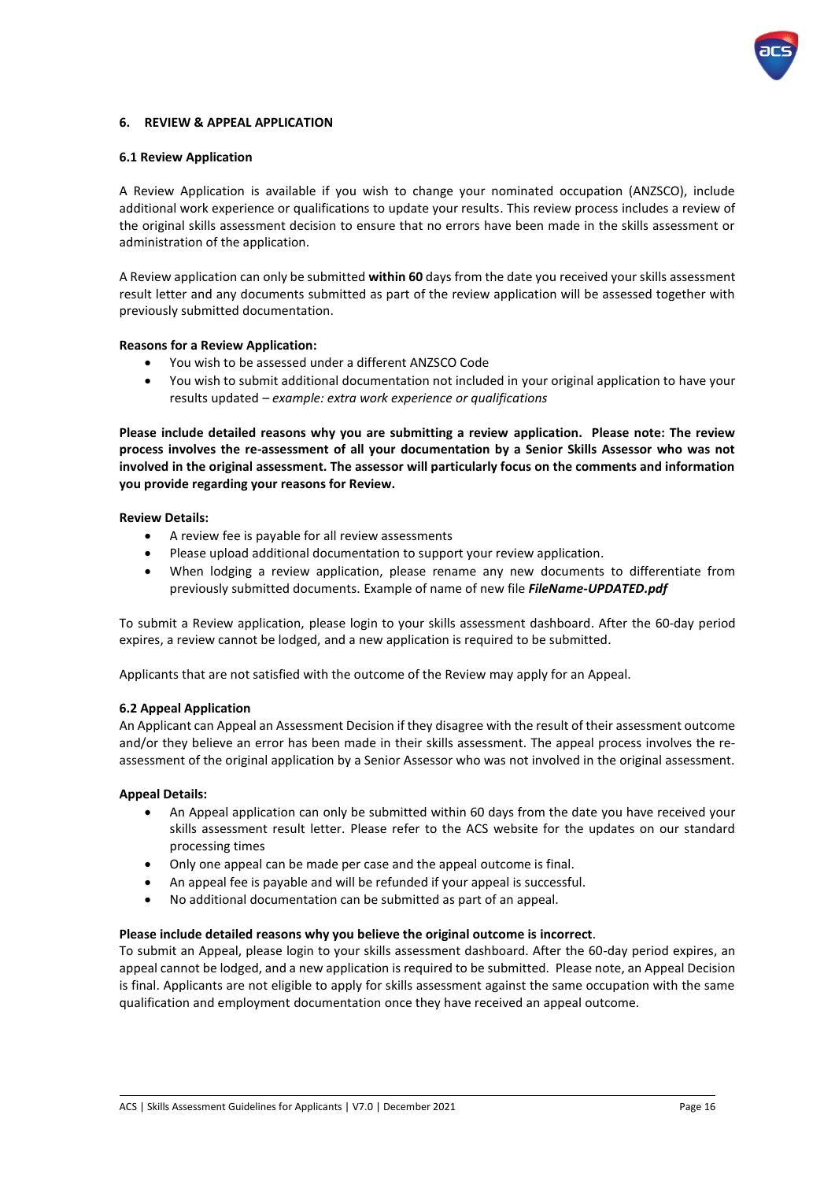## 6. REVIEW & APPEAL APPLICATION

### 6.1 Review Application

A Review Application is available if you wish to change your nominated occupation (ANZSCO), include additional work experience or qualifications to update your results. This review process includes a review of the original skills assessment decision to ensure that no errors have been made in the skills assessment or administration of the application.

A Review application can only be submitted **within 60** days from the date you received your skills assessment result letter and any documents submitted as part of the review application will be assessed together with previously submitted documentation.

**Reasons for a Review Application:**

- You wish to be assessed under a different ANZSCO Code
- You wish to submit additional documentation not included in your original application to have your results updated – *example: extra work experience or qualifications*

**Please include detailed reasons why you are submitting a review application. Please note: The review process involves the re-assessment of all your documentation by a Senior Skills Assessor who was not involved in the original assessment. The assessor will particularly focus on the comments and information you provide regarding your reasons for Review.**

**Review Details:**

- A review fee is payable for all review assessments
- Please upload additional documentation to support your review application.
- When lodging a review application, please rename any new documents to differentiate from previously submitted documents. Example of name of new file ***FileName-UPDATED.pdf***

To submit a Review application, please login to your skills assessment dashboard. After the 60-day period expires, a review cannot be lodged, and a new application is required to be submitted.

Applicants that are not satisfied with the outcome of the Review may apply for an Appeal.

### 6.2 Appeal Application

An Applicant can Appeal an Assessment Decision if they disagree with the result of their assessment outcome and/or they believe an error has been made in their skills assessment. The appeal process involves the re-assessment of the original application by a Senior Assessor who was not involved in the original assessment.

**Appeal Details:**

- An Appeal application can only be submitted within 60 days from the date you have received your skills assessment result letter. Please refer to the ACS website for the updates on our standard processing times
- Only one appeal can be made per case and the appeal outcome is final.
- An appeal fee is payable and will be refunded if your appeal is successful.
- No additional documentation can be submitted as part of an appeal.

**Please include detailed reasons why you believe the original outcome is incorrect**.
To submit an Appeal, please login to your skills assessment dashboard. After the 60-day period expires, an appeal cannot be lodged, and a new application is required to be submitted. Please note, an Appeal Decision is final. Applicants are not eligible to apply for skills assessment against the same occupation with the same qualification and employment documentation once they have received an appeal outcome.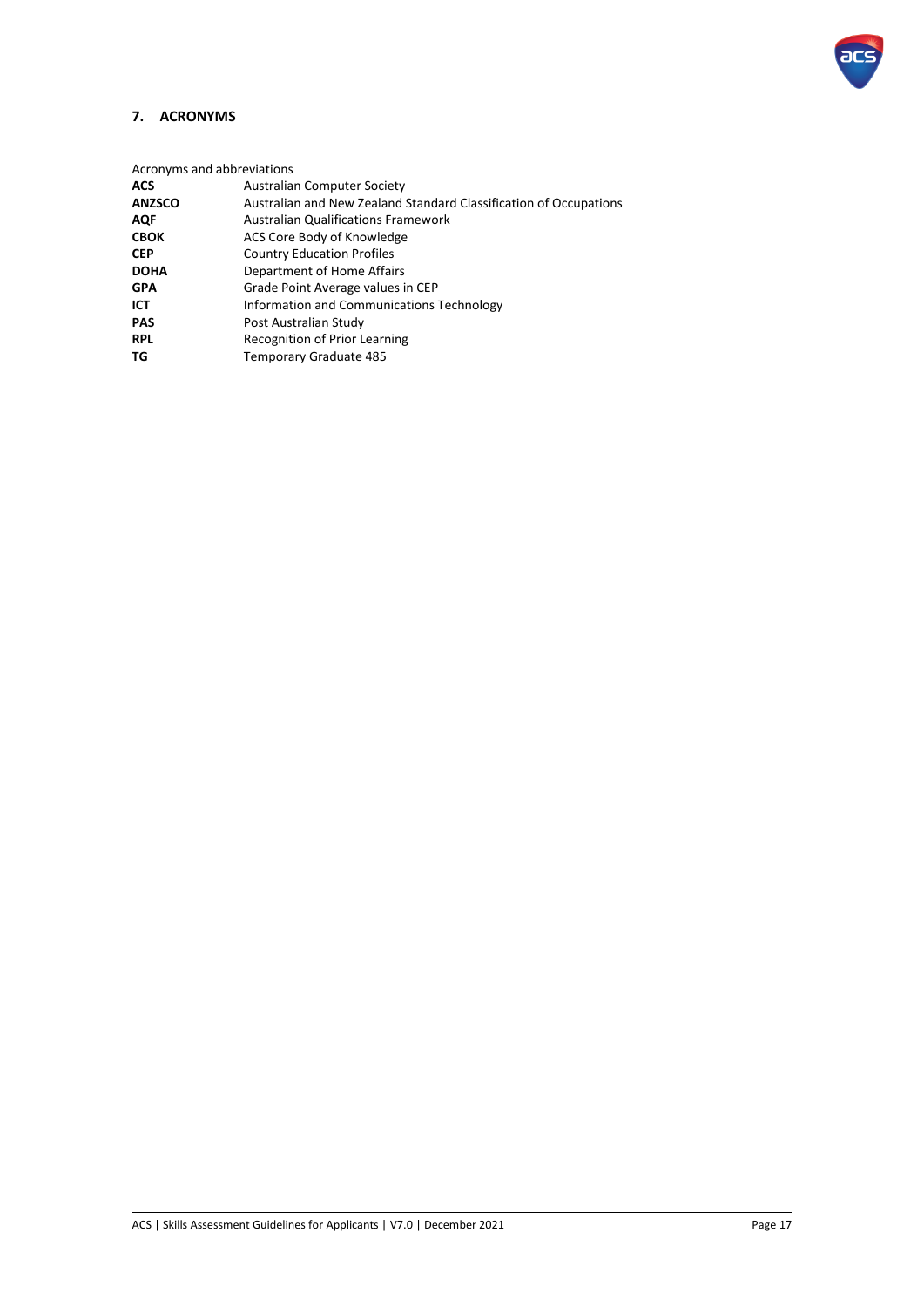## 7. ACRONYMS

Acronyms and abbreviations

| | |
|---|---|
| **ACS** | Australian Computer Society |
| **ANZSCO** | Australian and New Zealand Standard Classification of Occupations |
| **AQF** | Australian Qualifications Framework |
| **CBOK** | ACS Core Body of Knowledge |
| **CEP** | Country Education Profiles |
| **DOHA** | Department of Home Affairs |
| **GPA** | Grade Point Average values in CEP |
| **ICT** | Information and Communications Technology |
| **PAS** | Post Australian Study |
| **RPL** | Recognition of Prior Learning |
| **TG** | Temporary Graduate 485 |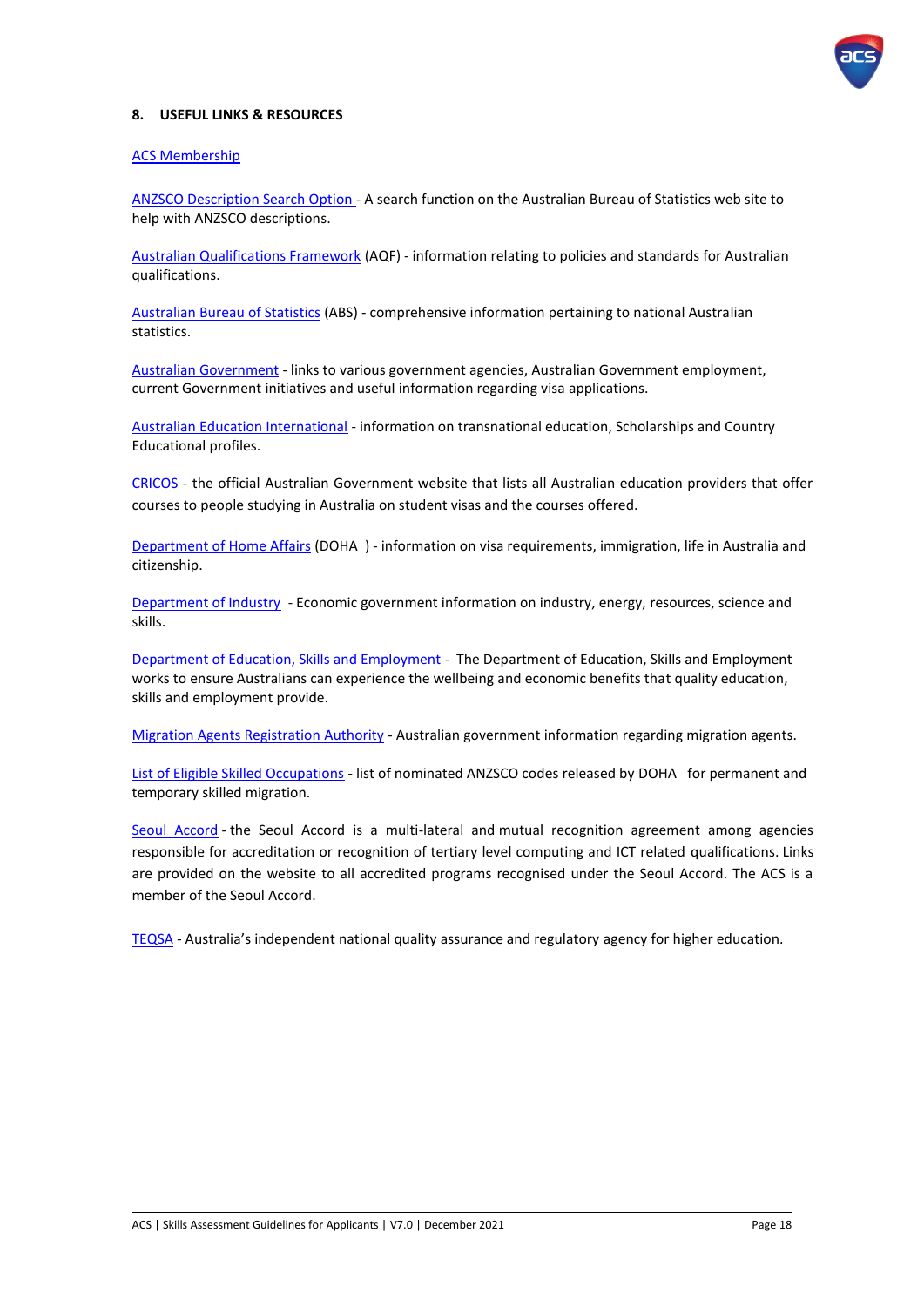## 8. USEFUL LINKS & RESOURCES

ACS Membership

ANZSCO Description Search Option - A search function on the Australian Bureau of Statistics web site to help with ANZSCO descriptions.

Australian Qualifications Framework (AQF) - information relating to policies and standards for Australian qualifications.

Australian Bureau of Statistics (ABS) - comprehensive information pertaining to national Australian statistics.

Australian Government - links to various government agencies, Australian Government employment, current Government initiatives and useful information regarding visa applications.

Australian Education International - information on transnational education, Scholarships and Country Educational profiles.

CRICOS - the official Australian Government website that lists all Australian education providers that offer courses to people studying in Australia on student visas and the courses offered.

Department of Home Affairs (DOHA ) - information on visa requirements, immigration, life in Australia and citizenship.

Department of Industry - Economic government information on industry, energy, resources, science and skills.

Department of Education, Skills and Employment - The Department of Education, Skills and Employment works to ensure Australians can experience the wellbeing and economic benefits that quality education, skills and employment provide.

Migration Agents Registration Authority - Australian government information regarding migration agents.

List of Eligible Skilled Occupations - list of nominated ANZSCO codes released by DOHA for permanent and temporary skilled migration.

Seoul Accord - the Seoul Accord is a multi-lateral and mutual recognition agreement among agencies responsible for accreditation or recognition of tertiary level computing and ICT related qualifications. Links are provided on the website to all accredited programs recognised under the Seoul Accord. The ACS is a member of the Seoul Accord.

TEQSA - Australia's independent national quality assurance and regulatory agency for higher education.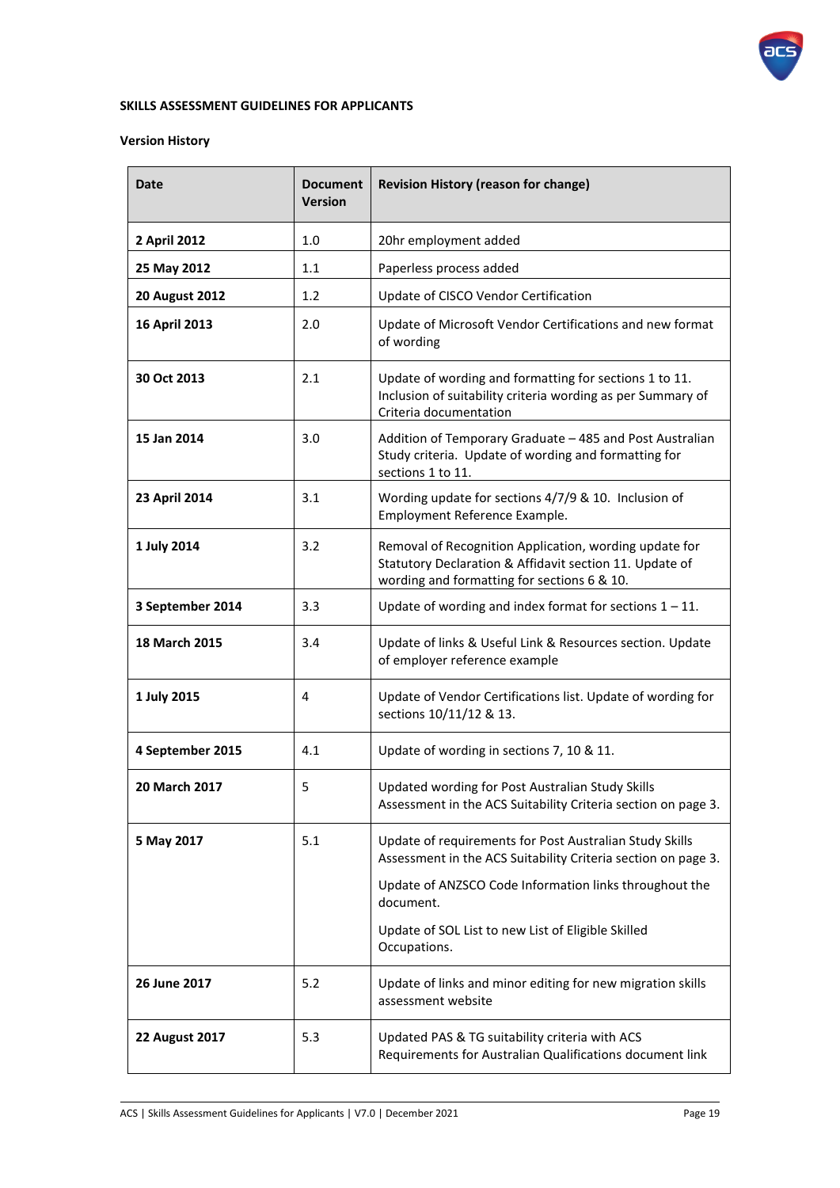**SKILLS ASSESSMENT GUIDELINES FOR APPLICANTS**

**Version History**

| Date | Document Version | Revision History (reason for change) |
|---|---|---|
| **2 April 2012** | 1.0 | 20hr employment added |
| **25 May 2012** | 1.1 | Paperless process added |
| **20 August 2012** | 1.2 | Update of CISCO Vendor Certification |
| **16 April 2013** | 2.0 | Update of Microsoft Vendor Certifications and new format of wording |
| **30 Oct 2013** | 2.1 | Update of wording and formatting for sections 1 to 11. Inclusion of suitability criteria wording as per Summary of Criteria documentation |
| **15 Jan 2014** | 3.0 | Addition of Temporary Graduate – 485 and Post Australian Study criteria. Update of wording and formatting for sections 1 to 11. |
| **23 April 2014** | 3.1 | Wording update for sections 4/7/9 & 10. Inclusion of Employment Reference Example. |
| **1 July 2014** | 3.2 | Removal of Recognition Application, wording update for Statutory Declaration & Affidavit section 11. Update of wording and formatting for sections 6 & 10. |
| **3 September 2014** | 3.3 | Update of wording and index format for sections 1 – 11. |
| **18 March 2015** | 3.4 | Update of links & Useful Link & Resources section. Update of employer reference example |
| **1 July 2015** | 4 | Update of Vendor Certifications list. Update of wording for sections 10/11/12 & 13. |
| **4 September 2015** | 4.1 | Update of wording in sections 7, 10 & 11. |
| **20 March 2017** | 5 | Updated wording for Post Australian Study Skills Assessment in the ACS Suitability Criteria section on page 3. |
| **5 May 2017** | 5.1 | Update of requirements for Post Australian Study Skills Assessment in the ACS Suitability Criteria section on page 3. Update of ANZSCO Code Information links throughout the document. Update of SOL List to new List of Eligible Skilled Occupations. |
| **26 June 2017** | 5.2 | Update of links and minor editing for new migration skills assessment website |
| **22 August 2017** | 5.3 | Updated PAS & TG suitability criteria with ACS Requirements for Australian Qualifications document link |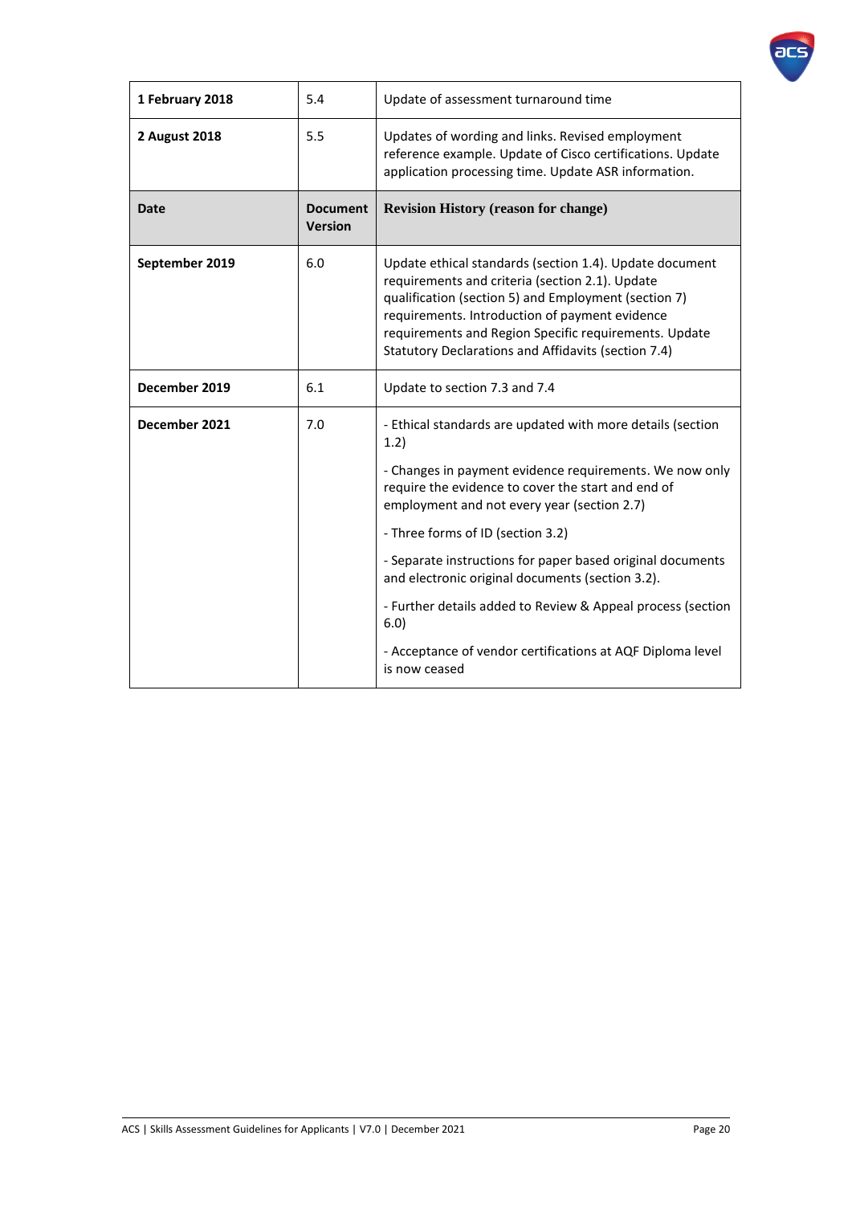| | | |
|---|---|---|
| **1 February 2018** | 5.4 | Update of assessment turnaround time |
| **2 August 2018** | 5.5 | Updates of wording and links. Revised employment reference example. Update of Cisco certifications. Update application processing time. Update ASR information. |
| **Date** | **Document Version** | **Revision History (reason for change)** |
| **September 2019** | 6.0 | Update ethical standards (section 1.4). Update document requirements and criteria (section 2.1). Update qualification (section 5) and Employment (section 7) requirements. Introduction of payment evidence requirements and Region Specific requirements. Update Statutory Declarations and Affidavits (section 7.4) |
| **December 2019** | 6.1 | Update to section 7.3 and 7.4 |
| **December 2021** | 7.0 | - Ethical standards are updated with more details (section 1.2)<br><br>- Changes in payment evidence requirements. We now only require the evidence to cover the start and end of employment and not every year (section 2.7)<br><br>- Three forms of ID (section 3.2)<br><br>- Separate instructions for paper based original documents and electronic original documents (section 3.2).<br><br>- Further details added to Review & Appeal process (section 6.0)<br><br>- Acceptance of vendor certifications at AQF Diploma level is now ceased |